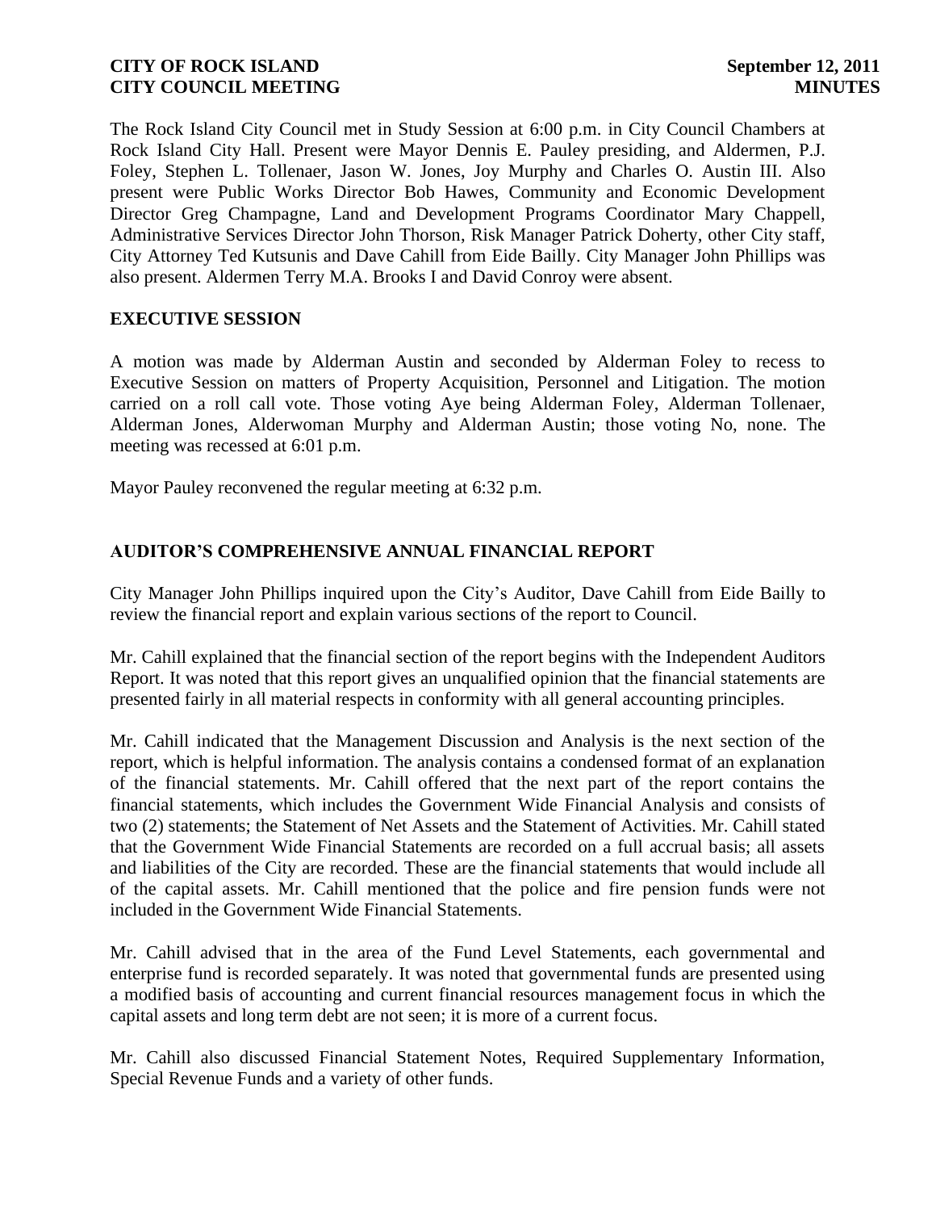**CITY OF ROCK ISLAND** **September 12, 2011**
**CITY COUNCIL MEETING** **MINUTES**

The Rock Island City Council met in Study Session at 6:00 p.m. in City Council Chambers at Rock Island City Hall. Present were Mayor Dennis E. Pauley presiding, and Aldermen, P.J. Foley, Stephen L. Tollenaer, Jason W. Jones, Joy Murphy and Charles O. Austin III. Also present were Public Works Director Bob Hawes, Community and Economic Development Director Greg Champagne, Land and Development Programs Coordinator Mary Chappell, Administrative Services Director John Thorson, Risk Manager Patrick Doherty, other City staff, City Attorney Ted Kutsunis and Dave Cahill from Eide Bailly. City Manager John Phillips was also present. Aldermen Terry M.A. Brooks I and David Conroy were absent.

## EXECUTIVE SESSION

A motion was made by Alderman Austin and seconded by Alderman Foley to recess to Executive Session on matters of Property Acquisition, Personnel and Litigation. The motion carried on a roll call vote. Those voting Aye being Alderman Foley, Alderman Tollenaer, Alderman Jones, Alderwoman Murphy and Alderman Austin; those voting No, none. The meeting was recessed at 6:01 p.m.

Mayor Pauley reconvened the regular meeting at 6:32 p.m.

## AUDITOR'S COMPREHENSIVE ANNUAL FINANCIAL REPORT

City Manager John Phillips inquired upon the City's Auditor, Dave Cahill from Eide Bailly to review the financial report and explain various sections of the report to Council.

Mr. Cahill explained that the financial section of the report begins with the Independent Auditors Report. It was noted that this report gives an unqualified opinion that the financial statements are presented fairly in all material respects in conformity with all general accounting principles.

Mr. Cahill indicated that the Management Discussion and Analysis is the next section of the report, which is helpful information. The analysis contains a condensed format of an explanation of the financial statements. Mr. Cahill offered that the next part of the report contains the financial statements, which includes the Government Wide Financial Analysis and consists of two (2) statements; the Statement of Net Assets and the Statement of Activities. Mr. Cahill stated that the Government Wide Financial Statements are recorded on a full accrual basis; all assets and liabilities of the City are recorded. These are the financial statements that would include all of the capital assets. Mr. Cahill mentioned that the police and fire pension funds were not included in the Government Wide Financial Statements.

Mr. Cahill advised that in the area of the Fund Level Statements, each governmental and enterprise fund is recorded separately. It was noted that governmental funds are presented using a modified basis of accounting and current financial resources management focus in which the capital assets and long term debt are not seen; it is more of a current focus.

Mr. Cahill also discussed Financial Statement Notes, Required Supplementary Information, Special Revenue Funds and a variety of other funds.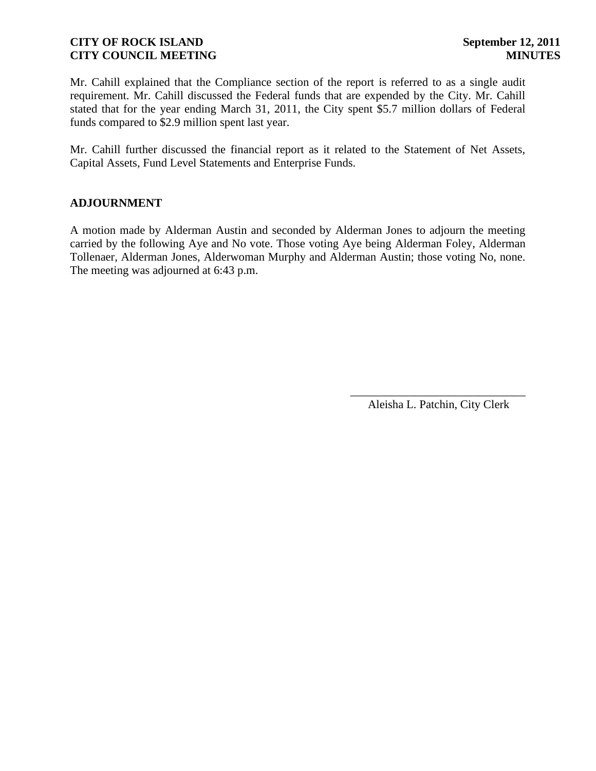Mr. Cahill explained that the Compliance section of the report is referred to as a single audit requirement. Mr. Cahill discussed the Federal funds that are expended by the City. Mr. Cahill stated that for the year ending March 31, 2011, the City spent $5.7 million dollars of Federal funds compared to $2.9 million spent last year.

Mr. Cahill further discussed the financial report as it related to the Statement of Net Assets, Capital Assets, Fund Level Statements and Enterprise Funds.

## ADJOURNMENT

A motion made by Alderman Austin and seconded by Alderman Jones to adjourn the meeting carried by the following Aye and No vote. Those voting Aye being Alderman Foley, Alderman Tollenaer, Alderman Jones, Alderwoman Murphy and Alderman Austin; those voting No, none. The meeting was adjourned at 6:43 p.m.

\_\_\_\_\_\_\_\_\_\_\_\_\_\_\_\_\_\_\_\_\_\_\_\_\_\_\_\_\_\_\_\_

Aleisha L. Patchin, City Clerk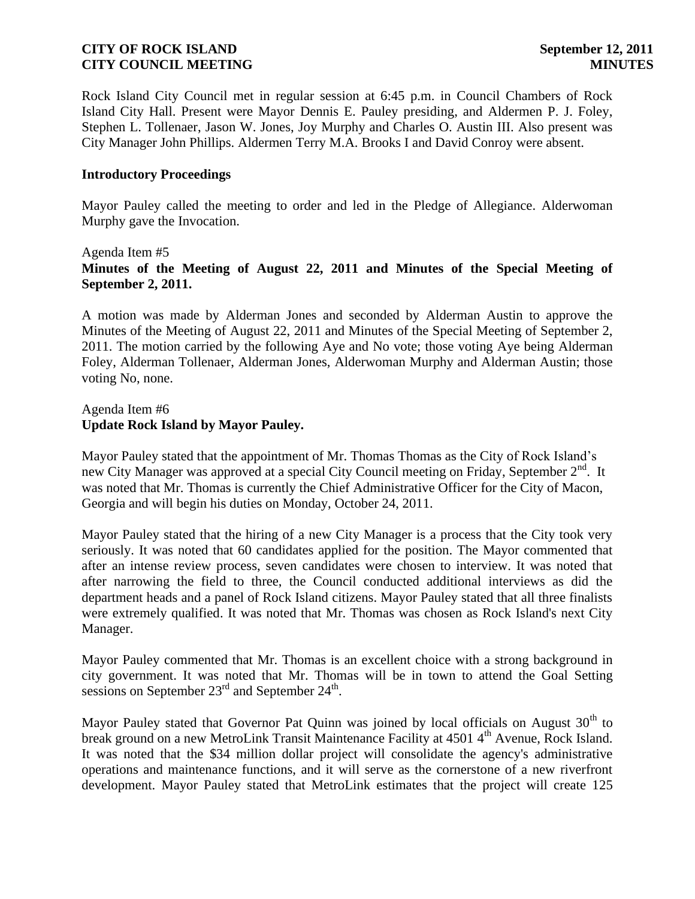Rock Island City Council met in regular session at 6:45 p.m. in Council Chambers of Rock Island City Hall. Present were Mayor Dennis E. Pauley presiding, and Aldermen P. J. Foley, Stephen L. Tollenaer, Jason W. Jones, Joy Murphy and Charles O. Austin III. Also present was City Manager John Phillips. Aldermen Terry M.A. Brooks I and David Conroy were absent.

**Introductory Proceedings**

Mayor Pauley called the meeting to order and led in the Pledge of Allegiance. Alderwoman Murphy gave the Invocation.

Agenda Item #5
**Minutes of the Meeting of August 22, 2011 and Minutes of the Special Meeting of September 2, 2011.**

A motion was made by Alderman Jones and seconded by Alderman Austin to approve the Minutes of the Meeting of August 22, 2011 and Minutes of the Special Meeting of September 2, 2011. The motion carried by the following Aye and No vote; those voting Aye being Alderman Foley, Alderman Tollenaer, Alderman Jones, Alderwoman Murphy and Alderman Austin; those voting No, none.

Agenda Item #6
**Update Rock Island by Mayor Pauley.**

Mayor Pauley stated that the appointment of Mr. Thomas Thomas as the City of Rock Island's new City Manager was approved at a special City Council meeting on Friday, September 2nd. It was noted that Mr. Thomas is currently the Chief Administrative Officer for the City of Macon, Georgia and will begin his duties on Monday, October 24, 2011.

Mayor Pauley stated that the hiring of a new City Manager is a process that the City took very seriously. It was noted that 60 candidates applied for the position. The Mayor commented that after an intense review process, seven candidates were chosen to interview. It was noted that after narrowing the field to three, the Council conducted additional interviews as did the department heads and a panel of Rock Island citizens. Mayor Pauley stated that all three finalists were extremely qualified. It was noted that Mr. Thomas was chosen as Rock Island's next City Manager.

Mayor Pauley commented that Mr. Thomas is an excellent choice with a strong background in city government. It was noted that Mr. Thomas will be in town to attend the Goal Setting sessions on September 23rd and September 24th.

Mayor Pauley stated that Governor Pat Quinn was joined by local officials on August 30th to break ground on a new MetroLink Transit Maintenance Facility at 4501 4th Avenue, Rock Island. It was noted that the $34 million dollar project will consolidate the agency's administrative operations and maintenance functions, and it will serve as the cornerstone of a new riverfront development. Mayor Pauley stated that MetroLink estimates that the project will create 125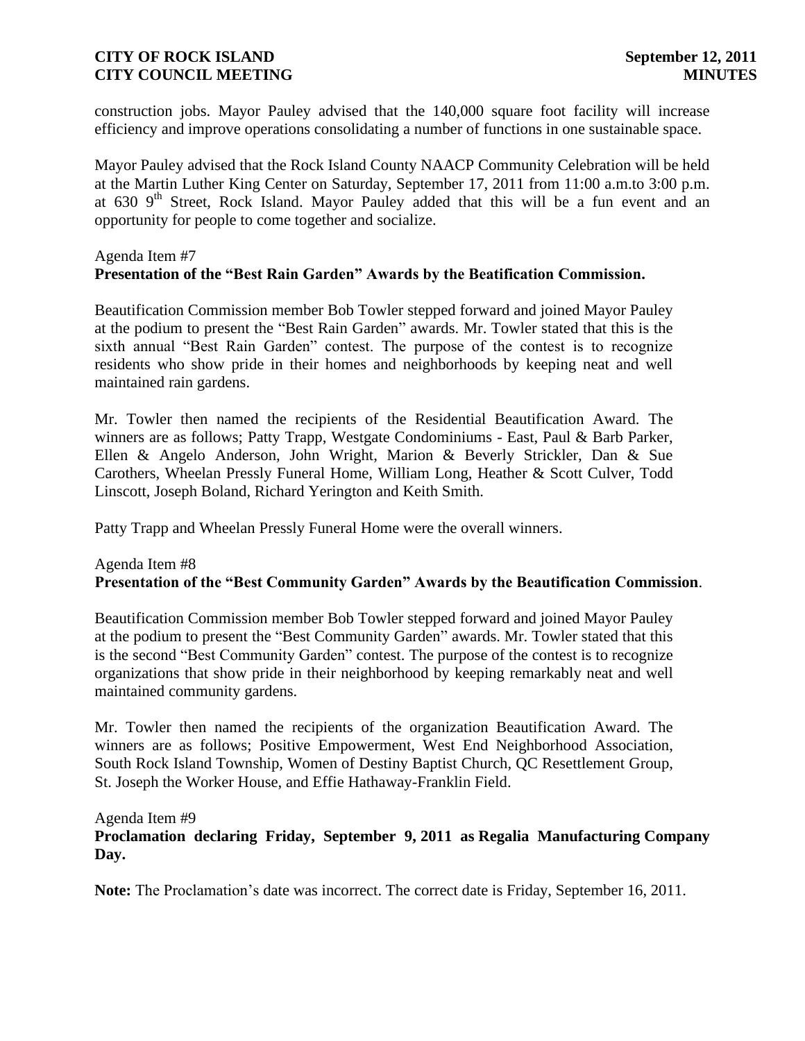construction jobs. Mayor Pauley advised that the 140,000 square foot facility will increase efficiency and improve operations consolidating a number of functions in one sustainable space.

Mayor Pauley advised that the Rock Island County NAACP Community Celebration will be held at the Martin Luther King Center on Saturday, September 17, 2011 from 11:00 a.m.to 3:00 p.m. at 630 9th Street, Rock Island. Mayor Pauley added that this will be a fun event and an opportunity for people to come together and socialize.

Agenda Item #7

**Presentation of the "Best Rain Garden" Awards by the Beatification Commission.**

Beautification Commission member Bob Towler stepped forward and joined Mayor Pauley at the podium to present the "Best Rain Garden" awards. Mr. Towler stated that this is the sixth annual "Best Rain Garden" contest. The purpose of the contest is to recognize residents who show pride in their homes and neighborhoods by keeping neat and well maintained rain gardens.

Mr. Towler then named the recipients of the Residential Beautification Award. The winners are as follows; Patty Trapp, Westgate Condominiums - East, Paul & Barb Parker, Ellen & Angelo Anderson, John Wright, Marion & Beverly Strickler, Dan & Sue Carothers, Wheelan Pressly Funeral Home, William Long, Heather & Scott Culver, Todd Linscott, Joseph Boland, Richard Yerington and Keith Smith.

Patty Trapp and Wheelan Pressly Funeral Home were the overall winners.

Agenda Item #8

**Presentation of the "Best Community Garden" Awards by the Beautification Commission**.

Beautification Commission member Bob Towler stepped forward and joined Mayor Pauley at the podium to present the "Best Community Garden" awards. Mr. Towler stated that this is the second "Best Community Garden" contest. The purpose of the contest is to recognize organizations that show pride in their neighborhood by keeping remarkably neat and well maintained community gardens.

Mr. Towler then named the recipients of the organization Beautification Award. The winners are as follows; Positive Empowerment, West End Neighborhood Association, South Rock Island Township, Women of Destiny Baptist Church, QC Resettlement Group, St. Joseph the Worker House, and Effie Hathaway-Franklin Field.

Agenda Item #9

**Proclamation declaring Friday, September 9, 2011 as Regalia Manufacturing Company Day.**

**Note:** The Proclamation's date was incorrect. The correct date is Friday, September 16, 2011.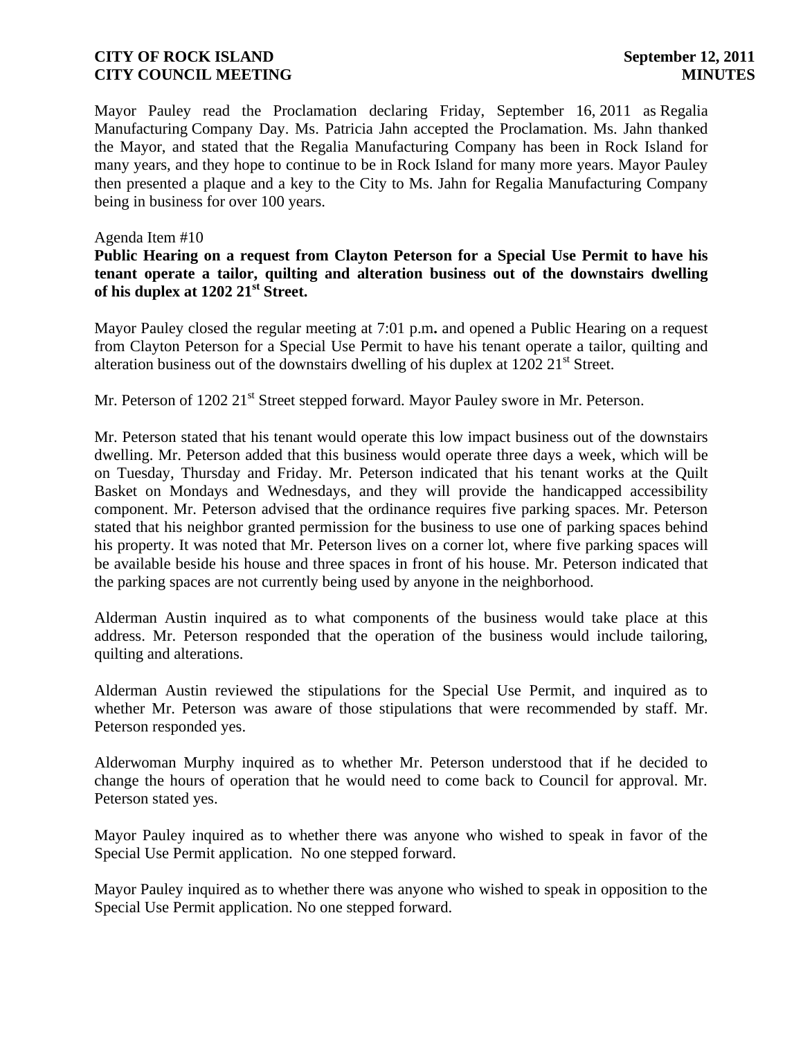Mayor Pauley read the Proclamation declaring Friday, September 16, 2011 as Regalia Manufacturing Company Day. Ms. Patricia Jahn accepted the Proclamation. Ms. Jahn thanked the Mayor, and stated that the Regalia Manufacturing Company has been in Rock Island for many years, and they hope to continue to be in Rock Island for many more years. Mayor Pauley then presented a plaque and a key to the City to Ms. Jahn for Regalia Manufacturing Company being in business for over 100 years.

Agenda Item #10

**Public Hearing on a request from Clayton Peterson for a Special Use Permit to have his tenant operate a tailor, quilting and alteration business out of the downstairs dwelling of his duplex at 1202 21st Street.**

Mayor Pauley closed the regular meeting at 7:01 p.m**.** and opened a Public Hearing on a request from Clayton Peterson for a Special Use Permit to have his tenant operate a tailor, quilting and alteration business out of the downstairs dwelling of his duplex at 1202 21st Street.

Mr. Peterson of 1202 21st Street stepped forward. Mayor Pauley swore in Mr. Peterson.

Mr. Peterson stated that his tenant would operate this low impact business out of the downstairs dwelling. Mr. Peterson added that this business would operate three days a week, which will be on Tuesday, Thursday and Friday. Mr. Peterson indicated that his tenant works at the Quilt Basket on Mondays and Wednesdays, and they will provide the handicapped accessibility component. Mr. Peterson advised that the ordinance requires five parking spaces. Mr. Peterson stated that his neighbor granted permission for the business to use one of parking spaces behind his property. It was noted that Mr. Peterson lives on a corner lot, where five parking spaces will be available beside his house and three spaces in front of his house. Mr. Peterson indicated that the parking spaces are not currently being used by anyone in the neighborhood.

Alderman Austin inquired as to what components of the business would take place at this address. Mr. Peterson responded that the operation of the business would include tailoring, quilting and alterations.

Alderman Austin reviewed the stipulations for the Special Use Permit, and inquired as to whether Mr. Peterson was aware of those stipulations that were recommended by staff. Mr. Peterson responded yes.

Alderwoman Murphy inquired as to whether Mr. Peterson understood that if he decided to change the hours of operation that he would need to come back to Council for approval. Mr. Peterson stated yes.

Mayor Pauley inquired as to whether there was anyone who wished to speak in favor of the Special Use Permit application. No one stepped forward.

Mayor Pauley inquired as to whether there was anyone who wished to speak in opposition to the Special Use Permit application. No one stepped forward.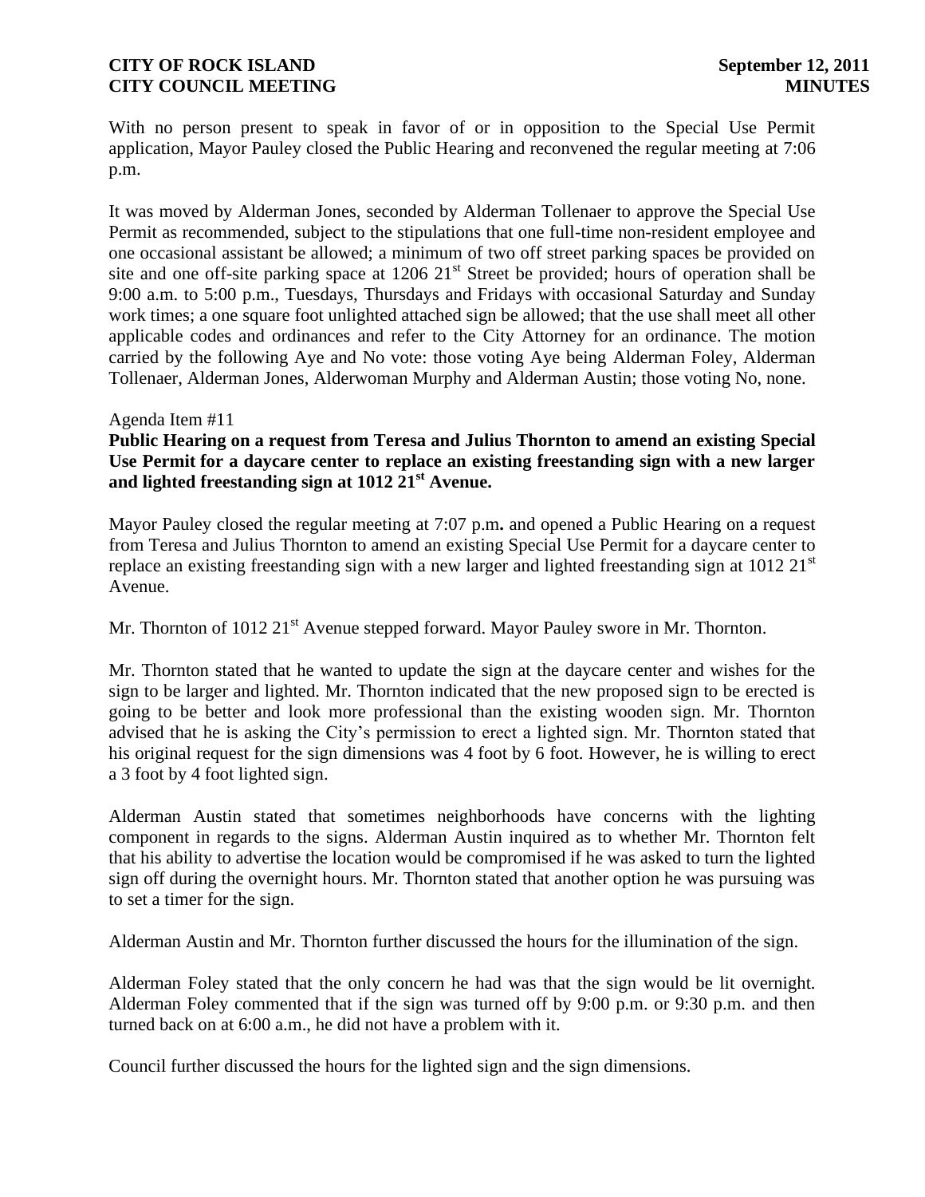With no person present to speak in favor of or in opposition to the Special Use Permit application, Mayor Pauley closed the Public Hearing and reconvened the regular meeting at 7:06 p.m.

It was moved by Alderman Jones, seconded by Alderman Tollenaer to approve the Special Use Permit as recommended, subject to the stipulations that one full-time non-resident employee and one occasional assistant be allowed; a minimum of two off street parking spaces be provided on site and one off-site parking space at 1206 21st Street be provided; hours of operation shall be 9:00 a.m. to 5:00 p.m., Tuesdays, Thursdays and Fridays with occasional Saturday and Sunday work times; a one square foot unlighted attached sign be allowed; that the use shall meet all other applicable codes and ordinances and refer to the City Attorney for an ordinance. The motion carried by the following Aye and No vote: those voting Aye being Alderman Foley, Alderman Tollenaer, Alderman Jones, Alderwoman Murphy and Alderman Austin; those voting No, none.

Agenda Item #11

**Public Hearing on a request from Teresa and Julius Thornton to amend an existing Special Use Permit for a daycare center to replace an existing freestanding sign with a new larger and lighted freestanding sign at 1012 21st Avenue.**

Mayor Pauley closed the regular meeting at 7:07 p.m**.** and opened a Public Hearing on a request from Teresa and Julius Thornton to amend an existing Special Use Permit for a daycare center to replace an existing freestanding sign with a new larger and lighted freestanding sign at 1012 21st Avenue.

Mr. Thornton of 1012 21st Avenue stepped forward. Mayor Pauley swore in Mr. Thornton.

Mr. Thornton stated that he wanted to update the sign at the daycare center and wishes for the sign to be larger and lighted. Mr. Thornton indicated that the new proposed sign to be erected is going to be better and look more professional than the existing wooden sign. Mr. Thornton advised that he is asking the City's permission to erect a lighted sign. Mr. Thornton stated that his original request for the sign dimensions was 4 foot by 6 foot. However, he is willing to erect a 3 foot by 4 foot lighted sign.

Alderman Austin stated that sometimes neighborhoods have concerns with the lighting component in regards to the signs. Alderman Austin inquired as to whether Mr. Thornton felt that his ability to advertise the location would be compromised if he was asked to turn the lighted sign off during the overnight hours. Mr. Thornton stated that another option he was pursuing was to set a timer for the sign.

Alderman Austin and Mr. Thornton further discussed the hours for the illumination of the sign.

Alderman Foley stated that the only concern he had was that the sign would be lit overnight. Alderman Foley commented that if the sign was turned off by 9:00 p.m. or 9:30 p.m. and then turned back on at 6:00 a.m., he did not have a problem with it.

Council further discussed the hours for the lighted sign and the sign dimensions.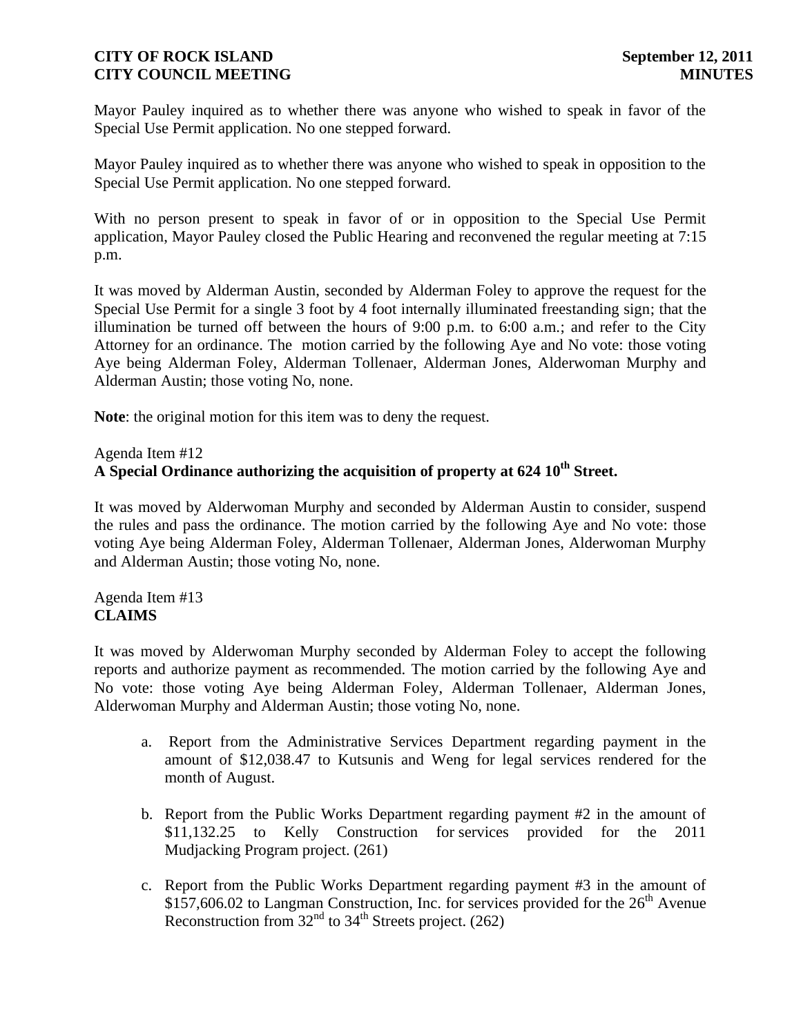Mayor Pauley inquired as to whether there was anyone who wished to speak in favor of the Special Use Permit application. No one stepped forward.

Mayor Pauley inquired as to whether there was anyone who wished to speak in opposition to the Special Use Permit application. No one stepped forward.

With no person present to speak in favor of or in opposition to the Special Use Permit application, Mayor Pauley closed the Public Hearing and reconvened the regular meeting at 7:15 p.m.

It was moved by Alderman Austin, seconded by Alderman Foley to approve the request for the Special Use Permit for a single 3 foot by 4 foot internally illuminated freestanding sign; that the illumination be turned off between the hours of 9:00 p.m. to 6:00 a.m.; and refer to the City Attorney for an ordinance. The motion carried by the following Aye and No vote: those voting Aye being Alderman Foley, Alderman Tollenaer, Alderman Jones, Alderwoman Murphy and Alderman Austin; those voting No, none.

**Note**: the original motion for this item was to deny the request.

Agenda Item #12
**A Special Ordinance authorizing the acquisition of property at 624 10th Street.**

It was moved by Alderwoman Murphy and seconded by Alderman Austin to consider, suspend the rules and pass the ordinance. The motion carried by the following Aye and No vote: those voting Aye being Alderman Foley, Alderman Tollenaer, Alderman Jones, Alderwoman Murphy and Alderman Austin; those voting No, none.

Agenda Item #13
**CLAIMS**

It was moved by Alderwoman Murphy seconded by Alderman Foley to accept the following reports and authorize payment as recommended. The motion carried by the following Aye and No vote: those voting Aye being Alderman Foley, Alderman Tollenaer, Alderman Jones, Alderwoman Murphy and Alderman Austin; those voting No, none.

a. Report from the Administrative Services Department regarding payment in the amount of $12,038.47 to Kutsunis and Weng for legal services rendered for the month of August.

b. Report from the Public Works Department regarding payment #2 in the amount of $11,132.25 to Kelly Construction for services provided for the 2011 Mudjacking Program project. (261)

c. Report from the Public Works Department regarding payment #3 in the amount of $157,606.02 to Langman Construction, Inc. for services provided for the 26th Avenue Reconstruction from 32nd to 34th Streets project. (262)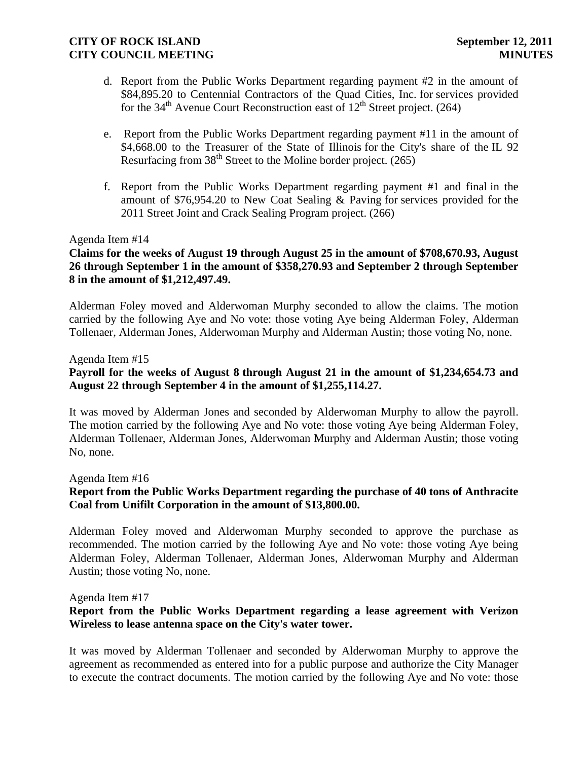d. Report from the Public Works Department regarding payment #2 in the amount of $84,895.20 to Centennial Contractors of the Quad Cities, Inc. for services provided for the 34th Avenue Court Reconstruction east of 12th Street project. (264)

e. Report from the Public Works Department regarding payment #11 in the amount of $4,668.00 to the Treasurer of the State of Illinois for the City's share of the IL 92 Resurfacing from 38th Street to the Moline border project. (265)

f. Report from the Public Works Department regarding payment #1 and final in the amount of $76,954.20 to New Coat Sealing & Paving for services provided for the 2011 Street Joint and Crack Sealing Program project. (266)

Agenda Item #14

**Claims for the weeks of August 19 through August 25 in the amount of $708,670.93, August 26 through September 1 in the amount of $358,270.93 and September 2 through September 8 in the amount of $1,212,497.49.**

Alderman Foley moved and Alderwoman Murphy seconded to allow the claims. The motion carried by the following Aye and No vote: those voting Aye being Alderman Foley, Alderman Tollenaer, Alderman Jones, Alderwoman Murphy and Alderman Austin; those voting No, none.

Agenda Item #15

**Payroll for the weeks of August 8 through August 21 in the amount of $1,234,654.73 and August 22 through September 4 in the amount of $1,255,114.27.**

It was moved by Alderman Jones and seconded by Alderwoman Murphy to allow the payroll. The motion carried by the following Aye and No vote: those voting Aye being Alderman Foley, Alderman Tollenaer, Alderman Jones, Alderwoman Murphy and Alderman Austin; those voting No, none.

Agenda Item #16

**Report from the Public Works Department regarding the purchase of 40 tons of Anthracite Coal from Unifilt Corporation in the amount of $13,800.00.**

Alderman Foley moved and Alderwoman Murphy seconded to approve the purchase as recommended. The motion carried by the following Aye and No vote: those voting Aye being Alderman Foley, Alderman Tollenaer, Alderman Jones, Alderwoman Murphy and Alderman Austin; those voting No, none.

Agenda Item #17

**Report from the Public Works Department regarding a lease agreement with Verizon Wireless to lease antenna space on the City's water tower.**

It was moved by Alderman Tollenaer and seconded by Alderwoman Murphy to approve the agreement as recommended as entered into for a public purpose and authorize the City Manager to execute the contract documents. The motion carried by the following Aye and No vote: those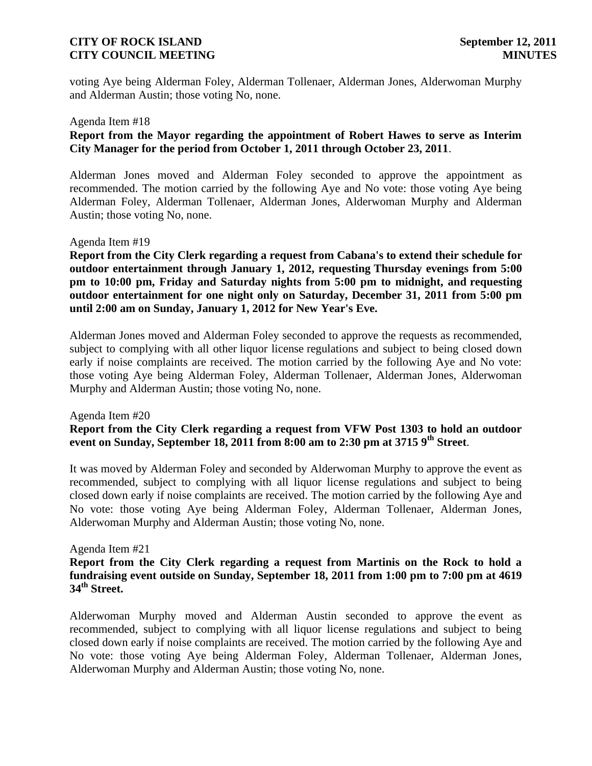voting Aye being Alderman Foley, Alderman Tollenaer, Alderman Jones, Alderwoman Murphy and Alderman Austin; those voting No, none.

Agenda Item #18

**Report from the Mayor regarding the appointment of Robert Hawes to serve as Interim City Manager for the period from October 1, 2011 through October 23, 2011**.

Alderman Jones moved and Alderman Foley seconded to approve the appointment as recommended. The motion carried by the following Aye and No vote: those voting Aye being Alderman Foley, Alderman Tollenaer, Alderman Jones, Alderwoman Murphy and Alderman Austin; those voting No, none.

Agenda Item #19

**Report from the City Clerk regarding a request from Cabana's to extend their schedule for outdoor entertainment through January 1, 2012, requesting Thursday evenings from 5:00 pm to 10:00 pm, Friday and Saturday nights from 5:00 pm to midnight, and requesting outdoor entertainment for one night only on Saturday, December 31, 2011 from 5:00 pm until 2:00 am on Sunday, January 1, 2012 for New Year's Eve.**

Alderman Jones moved and Alderman Foley seconded to approve the requests as recommended, subject to complying with all other liquor license regulations and subject to being closed down early if noise complaints are received. The motion carried by the following Aye and No vote: those voting Aye being Alderman Foley, Alderman Tollenaer, Alderman Jones, Alderwoman Murphy and Alderman Austin; those voting No, none.

Agenda Item #20

**Report from the City Clerk regarding a request from VFW Post 1303 to hold an outdoor event on Sunday, September 18, 2011 from 8:00 am to 2:30 pm at 3715 9th Street**.

It was moved by Alderman Foley and seconded by Alderwoman Murphy to approve the event as recommended, subject to complying with all liquor license regulations and subject to being closed down early if noise complaints are received. The motion carried by the following Aye and No vote: those voting Aye being Alderman Foley, Alderman Tollenaer, Alderman Jones, Alderwoman Murphy and Alderman Austin; those voting No, none.

Agenda Item #21

**Report from the City Clerk regarding a request from Martinis on the Rock to hold a fundraising event outside on Sunday, September 18, 2011 from 1:00 pm to 7:00 pm at 4619 34th Street.**

Alderwoman Murphy moved and Alderman Austin seconded to approve the event as recommended, subject to complying with all liquor license regulations and subject to being closed down early if noise complaints are received. The motion carried by the following Aye and No vote: those voting Aye being Alderman Foley, Alderman Tollenaer, Alderman Jones, Alderwoman Murphy and Alderman Austin; those voting No, none.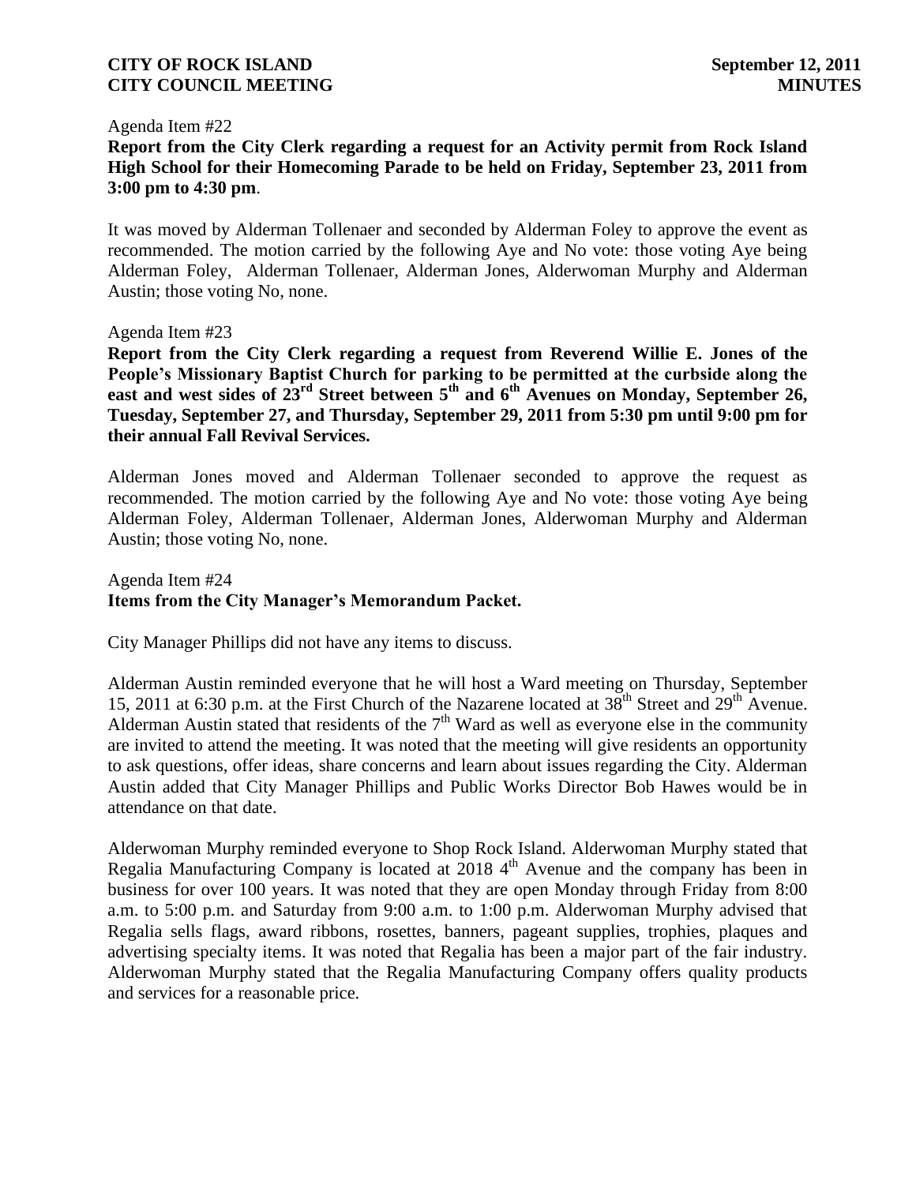Agenda Item #22
**Report from the City Clerk regarding a request for an Activity permit from Rock Island High School for their Homecoming Parade to be held on Friday, September 23, 2011 from 3:00 pm to 4:30 pm**.

It was moved by Alderman Tollenaer and seconded by Alderman Foley to approve the event as recommended. The motion carried by the following Aye and No vote: those voting Aye being Alderman Foley, Alderman Tollenaer, Alderman Jones, Alderwoman Murphy and Alderman Austin; those voting No, none.

Agenda Item #23
**Report from the City Clerk regarding a request from Reverend Willie E. Jones of the People's Missionary Baptist Church for parking to be permitted at the curbside along the east and west sides of 23rd Street between 5th and 6th Avenues on Monday, September 26, Tuesday, September 27, and Thursday, September 29, 2011 from 5:30 pm until 9:00 pm for their annual Fall Revival Services.**

Alderman Jones moved and Alderman Tollenaer seconded to approve the request as recommended. The motion carried by the following Aye and No vote: those voting Aye being Alderman Foley, Alderman Tollenaer, Alderman Jones, Alderwoman Murphy and Alderman Austin; those voting No, none.

Agenda Item #24
**Items from the City Manager's Memorandum Packet.**

City Manager Phillips did not have any items to discuss.

Alderman Austin reminded everyone that he will host a Ward meeting on Thursday, September 15, 2011 at 6:30 p.m. at the First Church of the Nazarene located at 38th Street and 29th Avenue. Alderman Austin stated that residents of the 7th Ward as well as everyone else in the community are invited to attend the meeting. It was noted that the meeting will give residents an opportunity to ask questions, offer ideas, share concerns and learn about issues regarding the City. Alderman Austin added that City Manager Phillips and Public Works Director Bob Hawes would be in attendance on that date.

Alderwoman Murphy reminded everyone to Shop Rock Island. Alderwoman Murphy stated that Regalia Manufacturing Company is located at 2018 4th Avenue and the company has been in business for over 100 years. It was noted that they are open Monday through Friday from 8:00 a.m. to 5:00 p.m. and Saturday from 9:00 a.m. to 1:00 p.m. Alderwoman Murphy advised that Regalia sells flags, award ribbons, rosettes, banners, pageant supplies, trophies, plaques and advertising specialty items. It was noted that Regalia has been a major part of the fair industry. Alderwoman Murphy stated that the Regalia Manufacturing Company offers quality products and services for a reasonable price.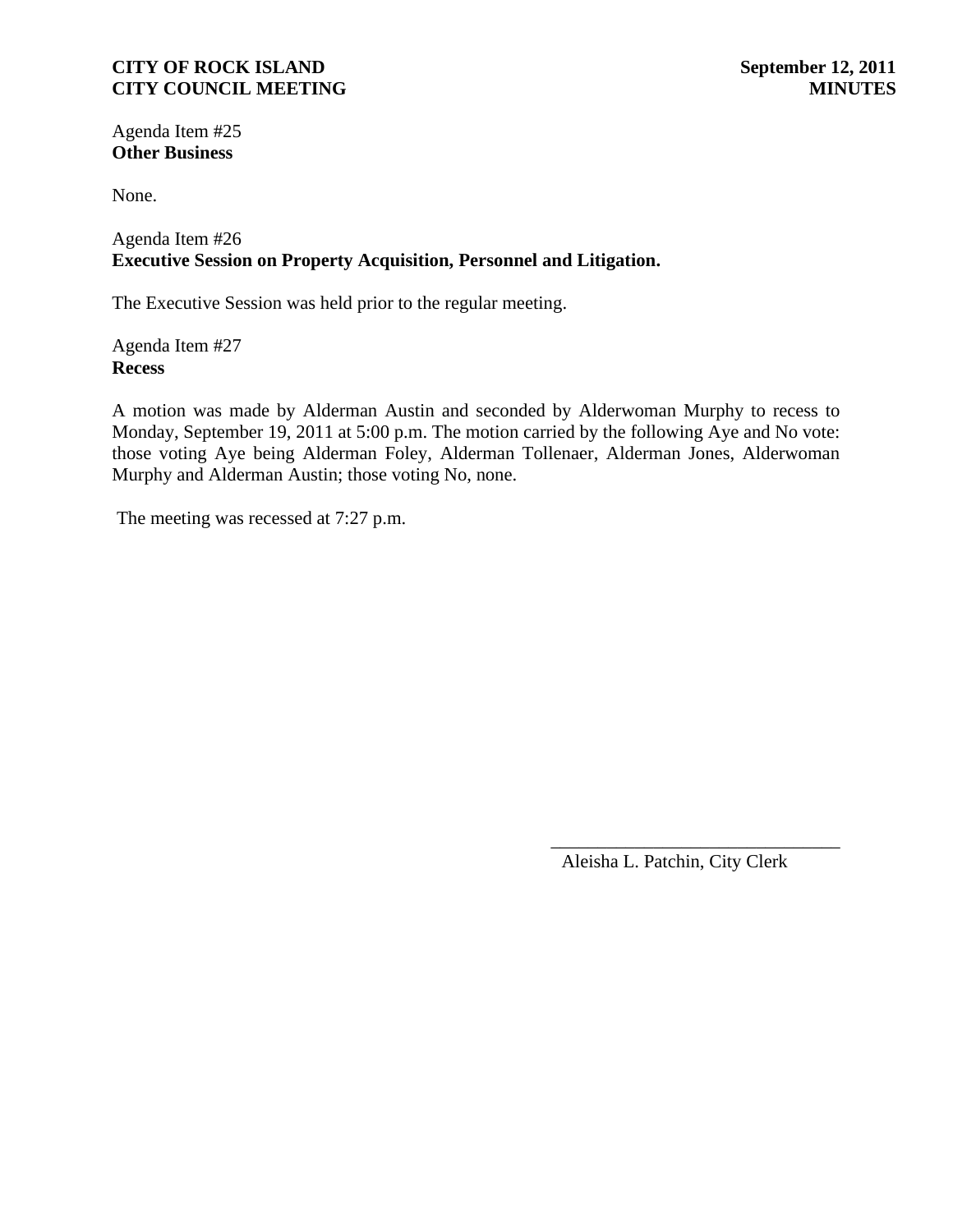Agenda Item #25
**Other Business**

None.

Agenda Item #26
**Executive Session on Property Acquisition, Personnel and Litigation.**

The Executive Session was held prior to the regular meeting.

Agenda Item #27
**Recess**

A motion was made by Alderman Austin and seconded by Alderwoman Murphy to recess to Monday, September 19, 2011 at 5:00 p.m. The motion carried by the following Aye and No vote: those voting Aye being Alderman Foley, Alderman Tollenaer, Alderman Jones, Alderwoman Murphy and Alderman Austin; those voting No, none.

The meeting was recessed at 7:27 p.m.

\_\_\_\_\_\_\_\_\_\_\_\_\_\_\_\_\_\_\_\_\_\_\_\_\_\_\_\_\_\_\_

Aleisha L. Patchin, City Clerk